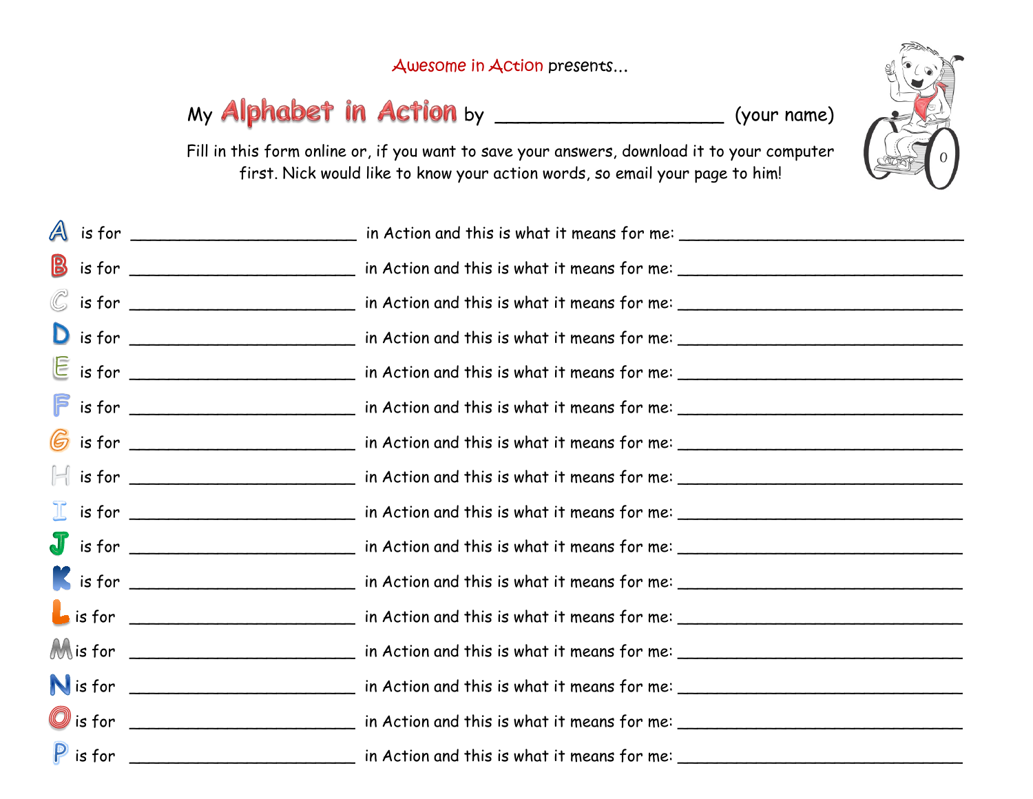Awesome in Action presents…

# My Alphabet in Action by _____________________ (your name)

Fill in this form online or, if you want to save your answers, download it to your computer first. Nick would like to know your action words, so email your page to him!

A is for _______________________ in Action and this is what it means for me: _____________________________

B is for _______________________ in Action and this is what it means for me: _____________________________

C is for _______________________ in Action and this is what it means for me: _____________________________

D is for _______________________ in Action and this is what it means for me: _____________________________

E is for _______________________ in Action and this is what it means for me: _____________________________

F is for _______________________ in Action and this is what it means for me: _____________________________

G is for _______________________ in Action and this is what it means for me: _____________________________

H is for _______________________ in Action and this is what it means for me: _____________________________

I is for _______________________ in Action and this is what it means for me: _____________________________

J is for _______________________ in Action and this is what it means for me: _____________________________

K is for _______________________ in Action and this is what it means for me: _____________________________

L is for _______________________ in Action and this is what it means for me: _____________________________

M is for _______________________ in Action and this is what it means for me: _____________________________

N is for _______________________ in Action and this is what it means for me: _____________________________

O is for _______________________ in Action and this is what it means for me: _____________________________

P is for _______________________ in Action and this is what it means for me: _____________________________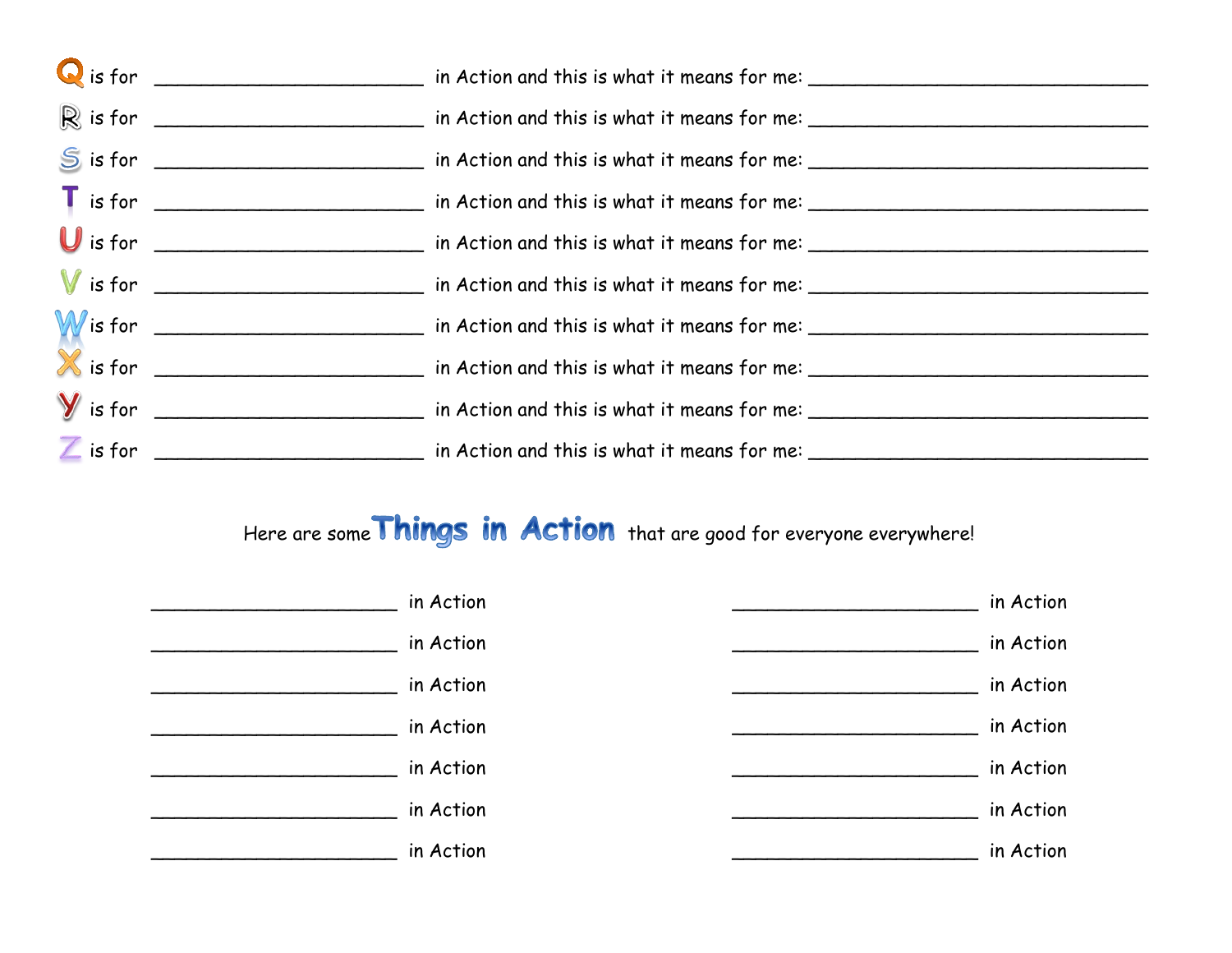Q is for ______________________ in Action and this is what it means for me: ____________________________

R is for ______________________ in Action and this is what it means for me: ____________________________

S is for ______________________ in Action and this is what it means for me: ____________________________

T is for ______________________ in Action and this is what it means for me: ____________________________

U is for ______________________ in Action and this is what it means for me: ____________________________

V is for ______________________ in Action and this is what it means for me: ____________________________

W is for ______________________ in Action and this is what it means for me: ____________________________

X is for ______________________ in Action and this is what it means for me: ____________________________

Y is for ______________________ in Action and this is what it means for me: ____________________________

Z is for ______________________ in Action and this is what it means for me: ____________________________

Here are some **Things in Action** that are good for everyone everywhere!

______________________ in Action

______________________ in Action

______________________ in Action

______________________ in Action

______________________ in Action

______________________ in Action

______________________ in Action

______________________ in Action

______________________ in Action

______________________ in Action

______________________ in Action

______________________ in Action

______________________ in Action

______________________ in Action